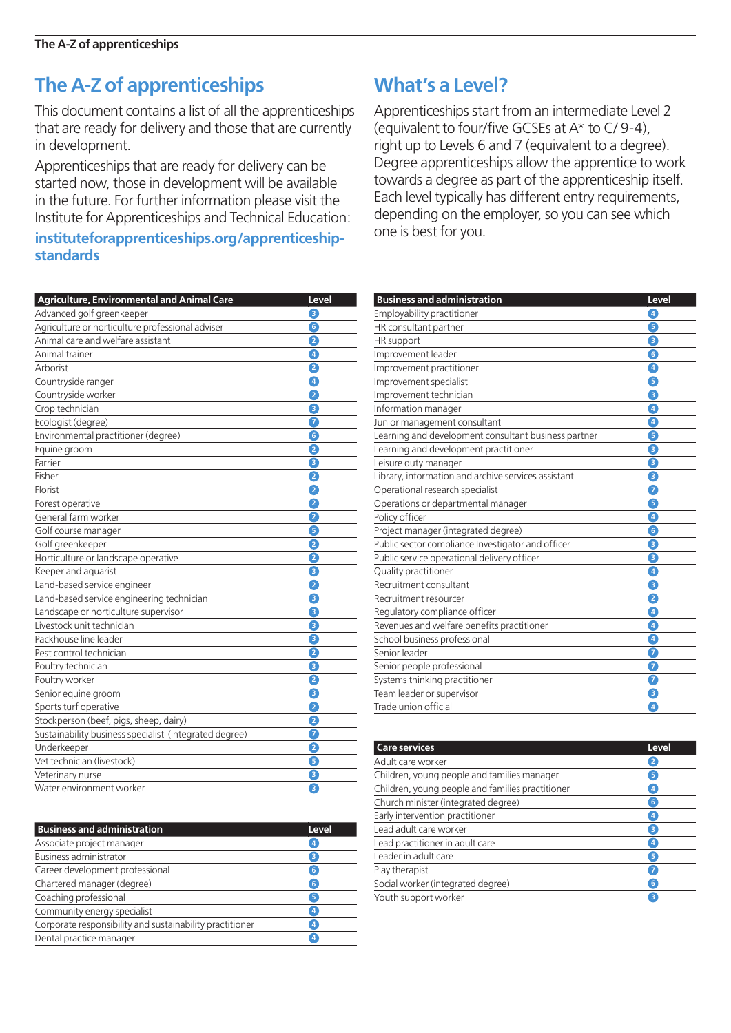# The A-Z of apprenticeships

This document contains a list of all the apprenticeships that are ready for delivery and those that are currently in development.

Apprenticeships that are ready for delivery can be started now, those in development will be available in the future. For further information please visit the Institute for Apprenticeships and Technical Education:

**instituteforapprenticeships.org/apprenticeship-standards**

# What's a Level?

Apprenticeships start from an intermediate Level 2 (equivalent to four/five GCSEs at A* to C/ 9-4), right up to Levels 6 and 7 (equivalent to a degree). Degree apprenticeships allow the apprentice to work towards a degree as part of the apprenticeship itself. Each level typically has different entry requirements, depending on the employer, so you can see which one is best for you.

| Agriculture, Environmental and Animal Care | Level |
| --- | --- |
| Advanced golf greenkeeper | 3 |
| Agriculture or horticulture professional adviser | 6 |
| Animal care and welfare assistant | 2 |
| Animal trainer | 4 |
| Arborist | 2 |
| Countryside ranger | 4 |
| Countryside worker | 2 |
| Crop technician | 3 |
| Ecologist (degree) | 7 |
| Environmental practitioner (degree) | 6 |
| Equine groom | 2 |
| Farrier | 3 |
| Fisher | 2 |
| Florist | 2 |
| Forest operative | 2 |
| General farm worker | 2 |
| Golf course manager | 5 |
| Golf greenkeeper | 2 |
| Horticulture or landscape operative | 2 |
| Keeper and aquarist | 3 |
| Land-based service engineer | 2 |
| Land-based service engineering technician | 3 |
| Landscape or horticulture supervisor | 3 |
| Livestock unit technician | 3 |
| Packhouse line leader | 3 |
| Pest control technician | 2 |
| Poultry technician | 3 |
| Poultry worker | 2 |
| Senior equine groom | 3 |
| Sports turf operative | 2 |
| Stockperson (beef, pigs, sheep, dairy) | 2 |
| Sustainability business specialist (integrated degree) | 7 |
| Underkeeper | 2 |
| Vet technician (livestock) | 5 |
| Veterinary nurse | 3 |
| Water environment worker | 3 |

| Business and administration | Level |
| --- | --- |
| Associate project manager | 4 |
| Business administrator | 3 |
| Career development professional | 6 |
| Chartered manager (degree) | 6 |
| Coaching professional | 5 |
| Community energy specialist | 4 |
| Corporate responsibility and sustainability practitioner | 4 |
| Dental practice manager | 4 |
| Employability practitioner | 4 |
| HR consultant partner | 5 |
| HR support | 3 |
| Improvement leader | 6 |
| Improvement practitioner | 4 |
| Improvement specialist | 5 |
| Improvement technician | 3 |
| Information manager | 4 |
| Junior management consultant | 4 |
| Learning and development consultant business partner | 5 |
| Learning and development practitioner | 3 |
| Leisure duty manager | 3 |
| Library, information and archive services assistant | 3 |
| Operational research specialist | 7 |
| Operations or departmental manager | 5 |
| Policy officer | 4 |
| Project manager (integrated degree) | 6 |
| Public sector compliance Investigator and officer | 3 |
| Public service operational delivery officer | 3 |
| Quality practitioner | 4 |
| Recruitment consultant | 3 |
| Recruitment resourcer | 2 |
| Regulatory compliance officer | 4 |
| Revenues and welfare benefits practitioner | 4 |
| School business professional | 4 |
| Senior leader | 7 |
| Senior people professional | 7 |
| Systems thinking practitioner | 7 |
| Team leader or supervisor | 3 |
| Trade union official | 4 |

| Care services | Level |
| --- | --- |
| Adult care worker | 2 |
| Children, young people and families manager | 5 |
| Children, young people and families practitioner | 4 |
| Church minister (integrated degree) | 6 |
| Early intervention practitioner | 4 |
| Lead adult care worker | 3 |
| Lead practitioner in adult care | 4 |
| Leader in adult care | 5 |
| Play therapist | 7 |
| Social worker (integrated degree) | 6 |
| Youth support worker | 3 |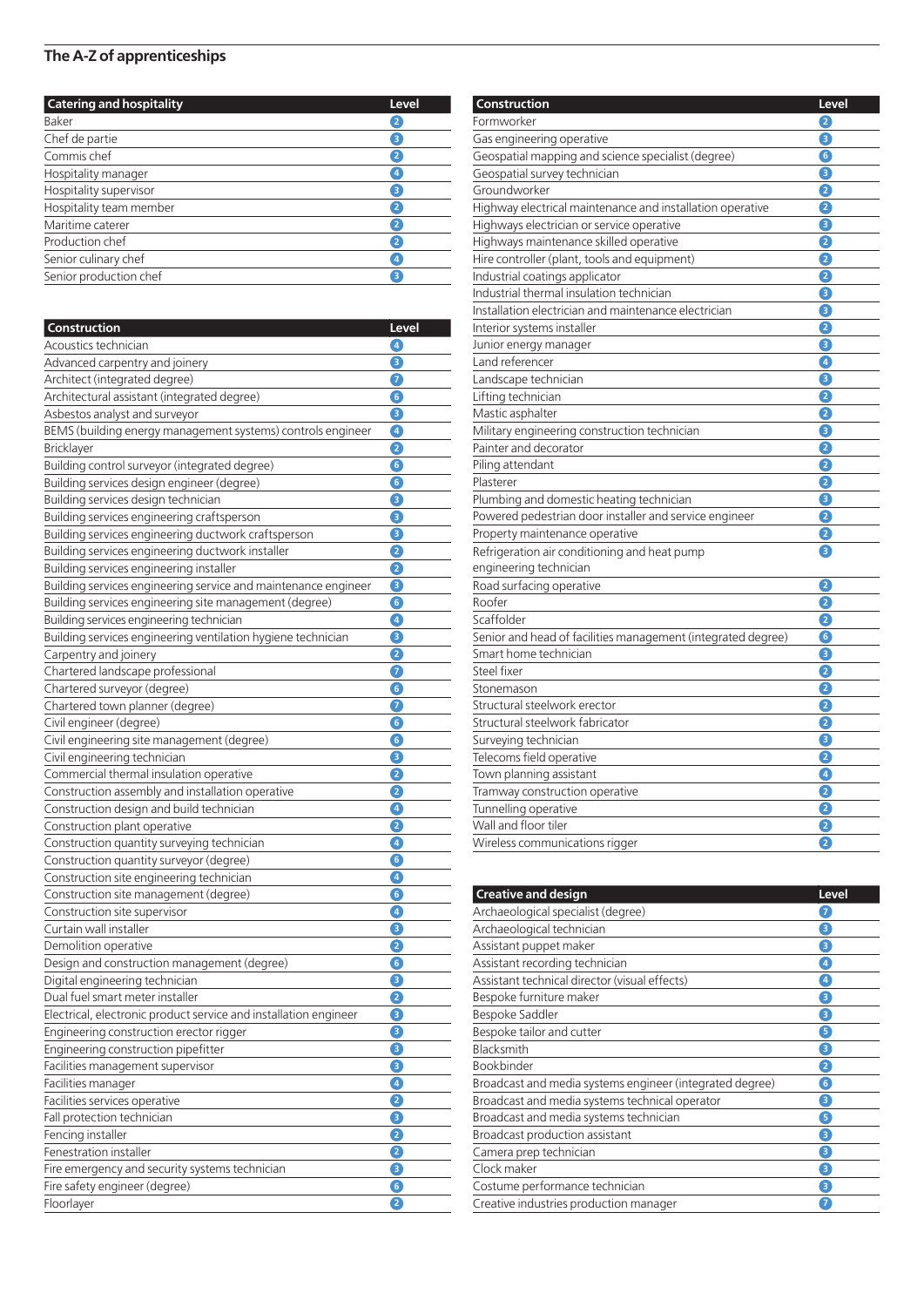## The A-Z of apprenticeships

| Catering and hospitality | Level |
|---|---|
| Baker | 2 |
| Chef de partie | 3 |
| Commis chef | 2 |
| Hospitality manager | 4 |
| Hospitality supervisor | 3 |
| Hospitality team member | 2 |
| Maritime caterer | 2 |
| Production chef | 2 |
| Senior culinary chef | 4 |
| Senior production chef | 3 |

| Construction | Level |
|---|---|
| Acoustics technician | 4 |
| Advanced carpentry and joinery | 3 |
| Architect (integrated degree) | 7 |
| Architectural assistant (integrated degree) | 6 |
| Asbestos analyst and surveyor | 3 |
| BEMS (building energy management systems) controls engineer | 4 |
| Bricklayer | 2 |
| Building control surveyor (integrated degree) | 6 |
| Building services design engineer (degree) | 6 |
| Building services design technician | 3 |
| Building services engineering craftsperson | 3 |
| Building services engineering ductwork craftsperson | 3 |
| Building services engineering ductwork installer | 2 |
| Building services engineering installer | 2 |
| Building services engineering service and maintenance engineer | 3 |
| Building services engineering site management (degree) | 6 |
| Building services engineering technician | 4 |
| Building services engineering ventilation hygiene technician | 3 |
| Carpentry and joinery | 2 |
| Chartered landscape professional | 7 |
| Chartered surveyor (degree) | 6 |
| Chartered town planner (degree) | 7 |
| Civil engineer (degree) | 6 |
| Civil engineering site management (degree) | 6 |
| Civil engineering technician | 3 |
| Commercial thermal insulation operative | 2 |
| Construction assembly and installation operative | 2 |
| Construction design and build technician | 4 |
| Construction plant operative | 2 |
| Construction quantity surveying technician | 4 |
| Construction quantity surveyor (degree) | 6 |
| Construction site engineering technician | 4 |
| Construction site management (degree) | 6 |
| Construction site supervisor | 4 |
| Curtain wall installer | 3 |
| Demolition operative | 2 |
| Design and construction management (degree) | 6 |
| Digital engineering technician | 3 |
| Dual fuel smart meter installer | 2 |
| Electrical, electronic product service and installation engineer | 3 |
| Engineering construction erector rigger | 3 |
| Engineering construction pipefitter | 3 |
| Facilities management supervisor | 3 |
| Facilities manager | 4 |
| Facilities services operative | 2 |
| Fall protection technician | 3 |
| Fencing installer | 2 |
| Fenestration installer | 2 |
| Fire emergency and security systems technician | 3 |
| Fire safety engineer (degree) | 6 |
| Floorlayer | 2 |
| Formworker | 2 |
| Gas engineering operative | 3 |
| Geospatial mapping and science specialist (degree) | 6 |
| Geospatial survey technician | 3 |
| Groundworker | 2 |
| Highway electrical maintenance and installation operative | 2 |
| Highways electrician or service operative | 3 |
| Highways maintenance skilled operative | 2 |
| Hire controller (plant, tools and equipment) | 2 |
| Industrial coatings applicator | 2 |
| Industrial thermal insulation technician | 3 |
| Installation electrician and maintenance electrician | 3 |
| Interior systems installer | 2 |
| Junior energy manager | 3 |
| Land referencer | 4 |
| Landscape technician | 3 |
| Lifting technician | 2 |
| Mastic asphalter | 2 |
| Military engineering construction technician | 3 |
| Painter and decorator | 2 |
| Piling attendant | 2 |
| Plasterer | 2 |
| Plumbing and domestic heating technician | 3 |
| Powered pedestrian door installer and service engineer | 2 |
| Property maintenance operative | 2 |
| Refrigeration air conditioning and heat pump engineering technician | 3 |
| Road surfacing operative | 2 |
| Roofer | 2 |
| Scaffolder | 2 |
| Senior and head of facilities management (integrated degree) | 6 |
| Smart home technician | 3 |
| Steel fixer | 2 |
| Stonemason | 2 |
| Structural steelwork erector | 2 |
| Structural steelwork fabricator | 2 |
| Surveying technician | 3 |
| Telecoms field operative | 2 |
| Town planning assistant | 4 |
| Tramway construction operative | 2 |
| Tunnelling operative | 2 |
| Wall and floor tiler | 2 |
| Wireless communications rigger | 2 |

| Creative and design | Level |
|---|---|
| Archaeological specialist (degree) | 7 |
| Archaeological technician | 3 |
| Assistant puppet maker | 3 |
| Assistant recording technician | 4 |
| Assistant technical director (visual effects) | 4 |
| Bespoke furniture maker | 3 |
| Bespoke Saddler | 3 |
| Bespoke tailor and cutter | 5 |
| Blacksmith | 3 |
| Bookbinder | 2 |
| Broadcast and media systems engineer (integrated degree) | 6 |
| Broadcast and media systems technical operator | 3 |
| Broadcast and media systems technician | 5 |
| Broadcast production assistant | 3 |
| Camera prep technician | 3 |
| Clock maker | 3 |
| Costume performance technician | 3 |
| Creative industries production manager | 7 |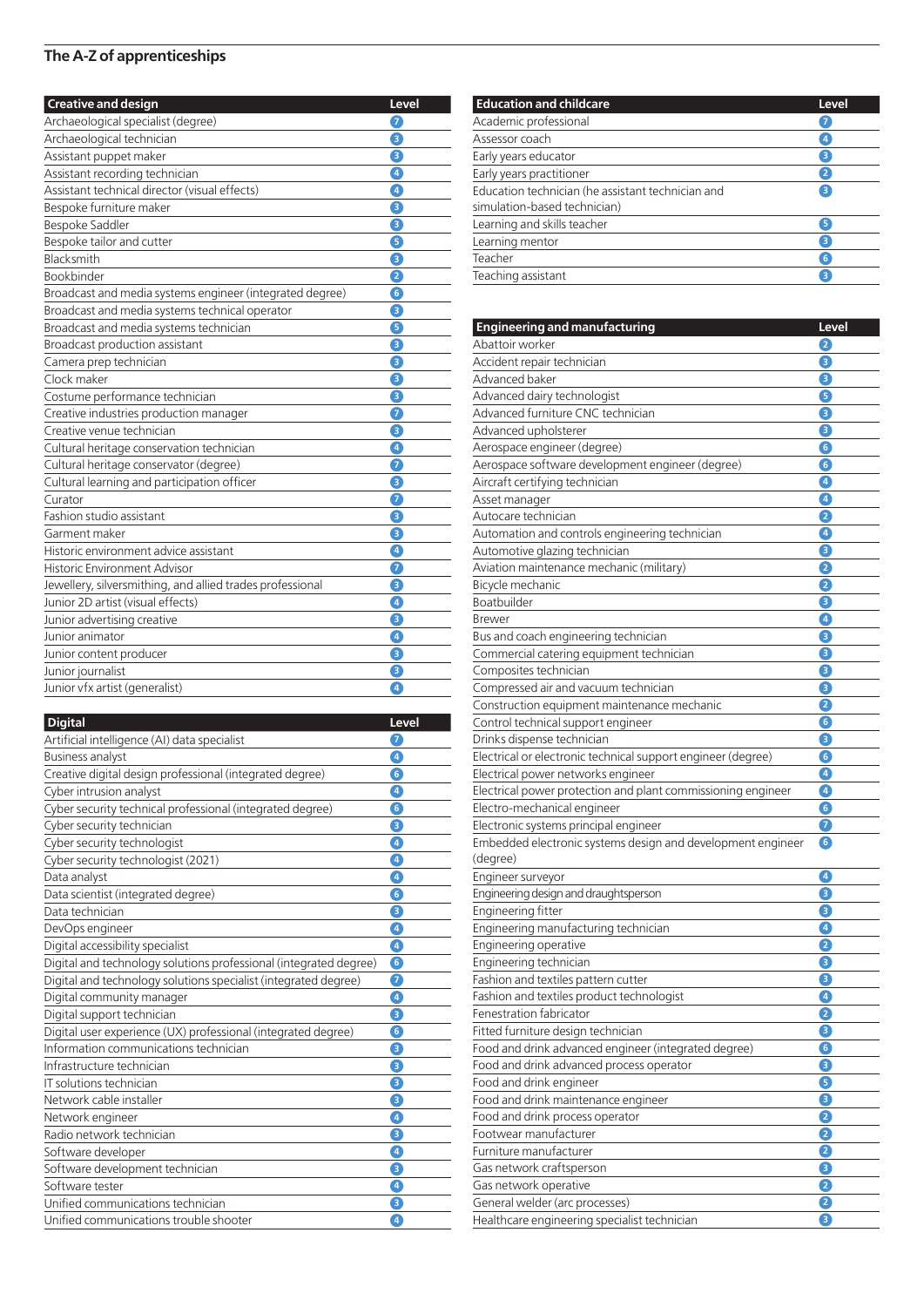## The A-Z of apprenticeships

| Creative and design | Level |
|---|---|
| Archaeological specialist (degree) | 7 |
| Archaeological technician | 3 |
| Assistant puppet maker | 3 |
| Assistant recording technician | 4 |
| Assistant technical director (visual effects) | 4 |
| Bespoke furniture maker | 3 |
| Bespoke Saddler | 3 |
| Bespoke tailor and cutter | 5 |
| Blacksmith | 3 |
| Bookbinder | 2 |
| Broadcast and media systems engineer (integrated degree) | 6 |
| Broadcast and media systems technical operator | 3 |
| Broadcast and media systems technician | 5 |
| Broadcast production assistant | 3 |
| Camera prep technician | 3 |
| Clock maker | 3 |
| Costume performance technician | 3 |
| Creative industries production manager | 7 |
| Creative venue technician | 3 |
| Cultural heritage conservation technician | 4 |
| Cultural heritage conservator (degree) | 7 |
| Cultural learning and participation officer | 3 |
| Curator | 7 |
| Fashion studio assistant | 3 |
| Garment maker | 3 |
| Historic environment advice assistant | 4 |
| Historic Environment Advisor | 7 |
| Jewellery, silversmithing, and allied trades professional | 3 |
| Junior 2D artist (visual effects) | 4 |
| Junior advertising creative | 3 |
| Junior animator | 4 |
| Junior content producer | 3 |
| Junior journalist | 3 |
| Junior vfx artist (generalist) | 4 |

| Digital | Level |
|---|---|
| Artificial intelligence (AI) data specialist | 7 |
| Business analyst | 4 |
| Creative digital design professional (integrated degree) | 6 |
| Cyber intrusion analyst | 4 |
| Cyber security technical professional (integrated degree) | 6 |
| Cyber security technician | 3 |
| Cyber security technologist | 4 |
| Cyber security technologist (2021) | 4 |
| Data analyst | 4 |
| Data scientist (integrated degree) | 6 |
| Data technician | 3 |
| DevOps engineer | 4 |
| Digital accessibility specialist | 4 |
| Digital and technology solutions professional (integrated degree) | 6 |
| Digital and technology solutions specialist (integrated degree) | 7 |
| Digital community manager | 4 |
| Digital support technician | 3 |
| Digital user experience (UX) professional (integrated degree) | 6 |
| Information communications technician | 3 |
| Infrastructure technician | 3 |
| IT solutions technician | 3 |
| Network cable installer | 3 |
| Network engineer | 4 |
| Radio network technician | 3 |
| Software developer | 4 |
| Software development technician | 3 |
| Software tester | 4 |
| Unified communications technician | 3 |
| Unified communications trouble shooter | 4 |

| Education and childcare | Level |
|---|---|
| Academic professional | 7 |
| Assessor coach | 4 |
| Early years educator | 3 |
| Early years practitioner | 2 |
| Education technician (he assistant technician and simulation-based technician) | 3 |
| Learning and skills teacher | 5 |
| Learning mentor | 3 |
| Teacher | 6 |
| Teaching assistant | 3 |

| Engineering and manufacturing | Level |
|---|---|
| Abattoir worker | 2 |
| Accident repair technician | 3 |
| Advanced baker | 3 |
| Advanced dairy technologist | 5 |
| Advanced furniture CNC technician | 3 |
| Advanced upholsterer | 3 |
| Aerospace engineer (degree) | 6 |
| Aerospace software development engineer (degree) | 6 |
| Aircraft certifying technician | 4 |
| Asset manager | 4 |
| Autocare technician | 2 |
| Automation and controls engineering technician | 4 |
| Automotive glazing technician | 3 |
| Aviation maintenance mechanic (military) | 2 |
| Bicycle mechanic | 2 |
| Boatbuilder | 3 |
| Brewer | 4 |
| Bus and coach engineering technician | 3 |
| Commercial catering equipment technician | 3 |
| Composites technician | 3 |
| Compressed air and vacuum technician | 3 |
| Construction equipment maintenance mechanic | 2 |
| Control technical support engineer | 6 |
| Drinks dispense technician | 3 |
| Electrical or electronic technical support engineer (degree) | 6 |
| Electrical power networks engineer | 4 |
| Electrical power protection and plant commissioning engineer | 4 |
| Electro-mechanical engineer | 6 |
| Electronic systems principal engineer | 7 |
| Embedded electronic systems design and development engineer (degree) | 6 |
| Engineer surveyor | 4 |
| Engineering design and draughtsperson | 3 |
| Engineering fitter | 3 |
| Engineering manufacturing technician | 4 |
| Engineering operative | 2 |
| Engineering technician | 3 |
| Fashion and textiles pattern cutter | 3 |
| Fashion and textiles product technologist | 4 |
| Fenestration fabricator | 2 |
| Fitted furniture design technician | 3 |
| Food and drink advanced engineer (integrated degree) | 6 |
| Food and drink advanced process operator | 3 |
| Food and drink engineer | 5 |
| Food and drink maintenance engineer | 3 |
| Food and drink process operator | 2 |
| Footwear manufacturer | 2 |
| Furniture manufacturer | 2 |
| Gas network craftsperson | 3 |
| Gas network operative | 2 |
| General welder (arc processes) | 2 |
| Healthcare engineering specialist technician | 3 |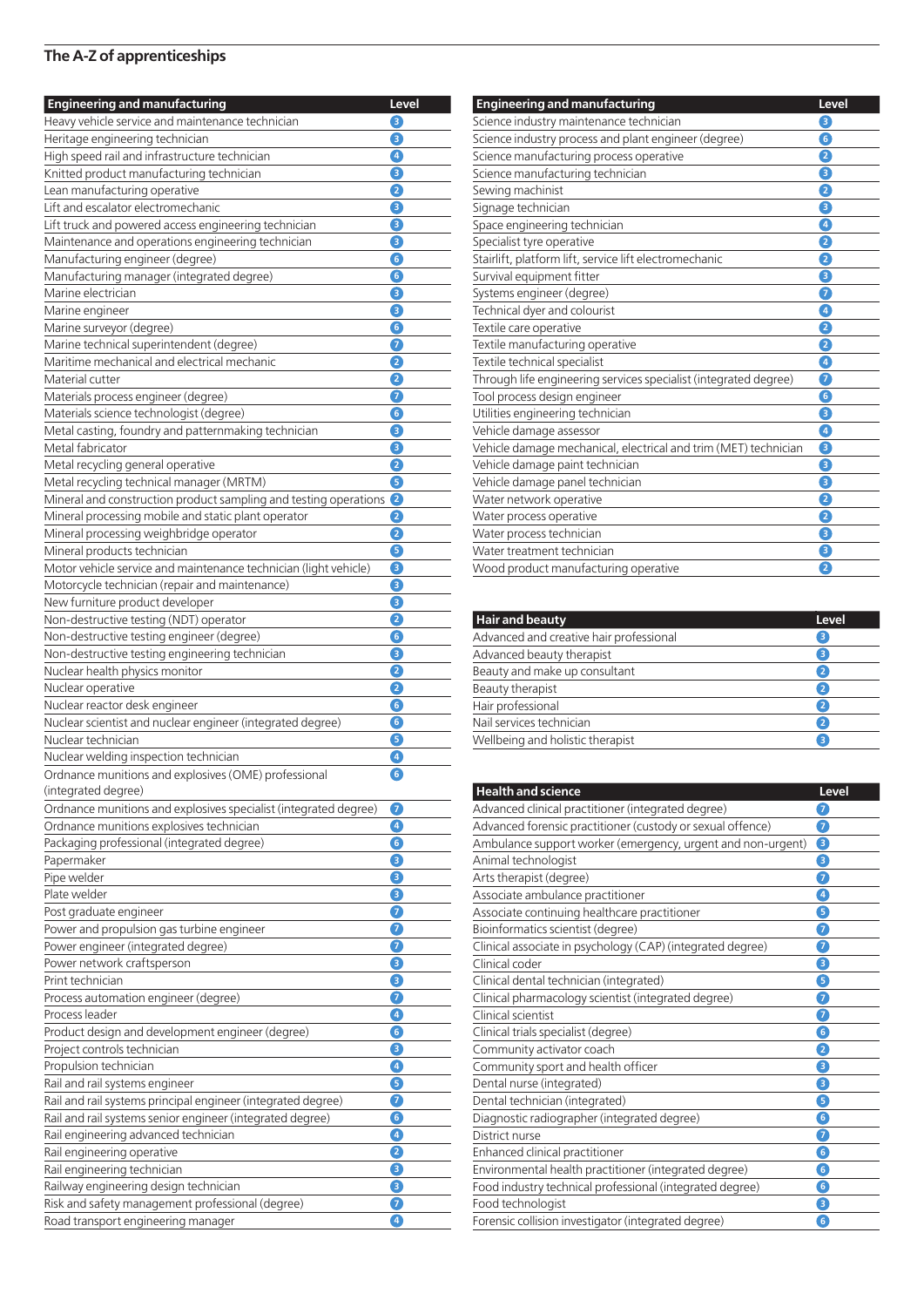## The A-Z of apprenticeships

| Engineering and manufacturing | Level |
|---|---|
| Heavy vehicle service and maintenance technician | 3 |
| Heritage engineering technician | 3 |
| High speed rail and infrastructure technician | 4 |
| Knitted product manufacturing technician | 3 |
| Lean manufacturing operative | 2 |
| Lift and escalator electromechanic | 3 |
| Lift truck and powered access engineering technician | 3 |
| Maintenance and operations engineering technician | 3 |
| Manufacturing engineer (degree) | 6 |
| Manufacturing manager (integrated degree) | 6 |
| Marine electrician | 3 |
| Marine engineer | 3 |
| Marine surveyor (degree) | 6 |
| Marine technical superintendent (degree) | 7 |
| Maritime mechanical and electrical mechanic | 2 |
| Material cutter | 2 |
| Materials process engineer (degree) | 7 |
| Materials science technologist (degree) | 6 |
| Metal casting, foundry and patternmaking technician | 3 |
| Metal fabricator | 3 |
| Metal recycling general operative | 2 |
| Metal recycling technical manager (MRTM) | 5 |
| Mineral and construction product sampling and testing operations | 2 |
| Mineral processing mobile and static plant operator | 2 |
| Mineral processing weighbridge operator | 2 |
| Mineral products technician | 5 |
| Motor vehicle service and maintenance technician (light vehicle) | 3 |
| Motorcycle technician (repair and maintenance) | 3 |
| New furniture product developer | 3 |
| Non-destructive testing (NDT) operator | 2 |
| Non-destructive testing engineer (degree) | 6 |
| Non-destructive testing engineering technician | 3 |
| Nuclear health physics monitor | 2 |
| Nuclear operative | 2 |
| Nuclear reactor desk engineer | 6 |
| Nuclear scientist and nuclear engineer (integrated degree) | 6 |
| Nuclear technician | 5 |
| Nuclear welding inspection technician | 4 |
| Ordnance munitions and explosives (OME) professional (integrated degree) | 6 |
| Ordnance munitions and explosives specialist (integrated degree) | 7 |
| Ordnance munitions explosives technician | 4 |
| Packaging professional (integrated degree) | 6 |
| Papermaker | 3 |
| Pipe welder | 3 |
| Plate welder | 3 |
| Post graduate engineer | 7 |
| Power and propulsion gas turbine engineer | 7 |
| Power engineer (integrated degree) | 7 |
| Power network craftsperson | 3 |
| Print technician | 3 |
| Process automation engineer (degree) | 7 |
| Process leader | 4 |
| Product design and development engineer (degree) | 6 |
| Project controls technician | 3 |
| Propulsion technician | 4 |
| Rail and rail systems engineer | 5 |
| Rail and rail systems principal engineer (integrated degree) | 7 |
| Rail and rail systems senior engineer (integrated degree) | 6 |
| Rail engineering advanced technician | 4 |
| Rail engineering operative | 2 |
| Rail engineering technician | 3 |
| Railway engineering design technician | 3 |
| Risk and safety management professional (degree) | 7 |
| Road transport engineering manager | 4 |
| Science industry maintenance technician | 3 |
| Science industry process and plant engineer (degree) | 6 |
| Science manufacturing process operative | 2 |
| Science manufacturing technician | 3 |
| Sewing machinist | 2 |
| Signage technician | 3 |
| Space engineering technician | 4 |
| Specialist tyre operative | 2 |
| Stairlift, platform lift, service lift electromechanic | 2 |
| Survival equipment fitter | 3 |
| Systems engineer (degree) | 7 |
| Technical dyer and colourist | 4 |
| Textile care operative | 2 |
| Textile manufacturing operative | 2 |
| Textile technical specialist | 4 |
| Through life engineering services specialist (integrated degree) | 7 |
| Tool process design engineer | 6 |
| Utilities engineering technician | 3 |
| Vehicle damage assessor | 4 |
| Vehicle damage mechanical, electrical and trim (MET) technician | 3 |
| Vehicle damage paint technician | 3 |
| Vehicle damage panel technician | 3 |
| Water network operative | 2 |
| Water process operative | 2 |
| Water process technician | 3 |
| Water treatment technician | 3 |
| Wood product manufacturing operative | 2 |

| Hair and beauty | Level |
|---|---|
| Advanced and creative hair professional | 3 |
| Advanced beauty therapist | 3 |
| Beauty and make up consultant | 2 |
| Beauty therapist | 2 |
| Hair professional | 2 |
| Nail services technician | 2 |
| Wellbeing and holistic therapist | 3 |

| Health and science | Level |
|---|---|
| Advanced clinical practitioner (integrated degree) | 7 |
| Advanced forensic practitioner (custody or sexual offence) | 7 |
| Ambulance support worker (emergency, urgent and non-urgent) | 3 |
| Animal technologist | 3 |
| Arts therapist (degree) | 7 |
| Associate ambulance practitioner | 4 |
| Associate continuing healthcare practitioner | 5 |
| Bioinformatics scientist (degree) | 7 |
| Clinical associate in psychology (CAP) (integrated degree) | 7 |
| Clinical coder | 3 |
| Clinical dental technician (integrated) | 5 |
| Clinical pharmacology scientist (integrated degree) | 7 |
| Clinical scientist | 7 |
| Clinical trials specialist (degree) | 6 |
| Community activator coach | 2 |
| Community sport and health officer | 3 |
| Dental nurse (integrated) | 3 |
| Dental technician (integrated) | 5 |
| Diagnostic radiographer (integrated degree) | 6 |
| District nurse | 7 |
| Enhanced clinical practitioner | 6 |
| Environmental health practitioner (integrated degree) | 6 |
| Food industry technical professional (integrated degree) | 6 |
| Food technologist | 3 |
| Forensic collision investigator (integrated degree) | 6 |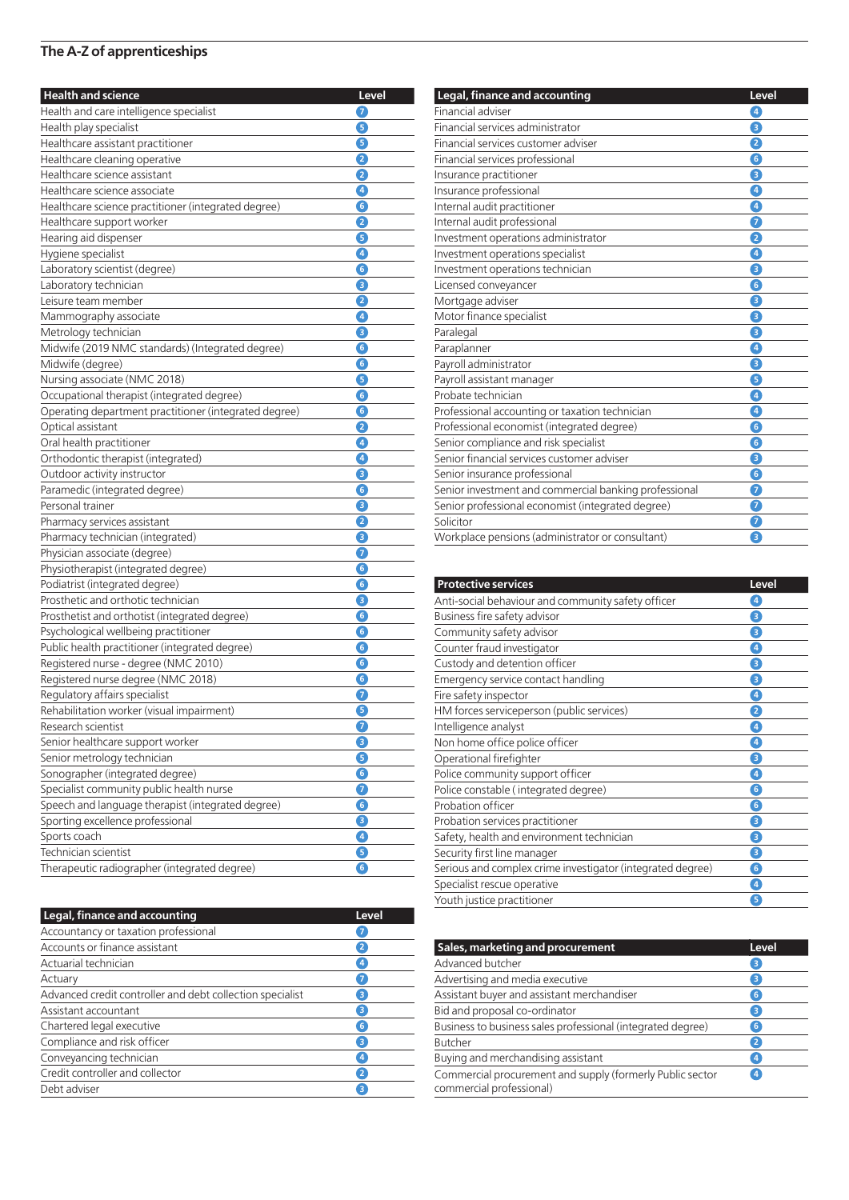## The A-Z of apprenticeships

| Health and science | Level |
|---|---|
| Health and care intelligence specialist | 7 |
| Health play specialist | 5 |
| Healthcare assistant practitioner | 5 |
| Healthcare cleaning operative | 2 |
| Healthcare science assistant | 2 |
| Healthcare science associate | 4 |
| Healthcare science practitioner (integrated degree) | 6 |
| Healthcare support worker | 2 |
| Hearing aid dispenser | 5 |
| Hygiene specialist | 4 |
| Laboratory scientist (degree) | 6 |
| Laboratory technician | 3 |
| Leisure team member | 2 |
| Mammography associate | 4 |
| Metrology technician | 3 |
| Midwife (2019 NMC standards) (Integrated degree) | 6 |
| Midwife (degree) | 6 |
| Nursing associate (NMC 2018) | 5 |
| Occupational therapist (integrated degree) | 6 |
| Operating department practitioner (integrated degree) | 6 |
| Optical assistant | 2 |
| Oral health practitioner | 4 |
| Orthodontic therapist (integrated) | 4 |
| Outdoor activity instructor | 3 |
| Paramedic (integrated degree) | 6 |
| Personal trainer | 3 |
| Pharmacy services assistant | 2 |
| Pharmacy technician (integrated) | 3 |
| Physician associate (degree) | 7 |
| Physiotherapist (integrated degree) | 6 |
| Podiatrist (integrated degree) | 6 |
| Prosthetic and orthotic technician | 3 |
| Prosthetist and orthotist (integrated degree) | 6 |
| Psychological wellbeing practitioner | 6 |
| Public health practitioner (integrated degree) | 6 |
| Registered nurse - degree (NMC 2010) | 6 |
| Registered nurse degree (NMC 2018) | 6 |
| Regulatory affairs specialist | 7 |
| Rehabilitation worker (visual impairment) | 5 |
| Research scientist | 7 |
| Senior healthcare support worker | 3 |
| Senior metrology technician | 5 |
| Sonographer (integrated degree) | 6 |
| Specialist community public health nurse | 7 |
| Speech and language therapist (integrated degree) | 6 |
| Sporting excellence professional | 3 |
| Sports coach | 4 |
| Technician scientist | 5 |
| Therapeutic radiographer (integrated degree) | 6 |

| Legal, finance and accounting | Level |
|---|---|
| Accountancy or taxation professional | 7 |
| Accounts or finance assistant | 2 |
| Actuarial technician | 4 |
| Actuary | 7 |
| Advanced credit controller and debt collection specialist | 3 |
| Assistant accountant | 3 |
| Chartered legal executive | 6 |
| Compliance and risk officer | 3 |
| Conveyancing technician | 4 |
| Credit controller and collector | 2 |
| Debt adviser | 3 |
| Financial adviser | 4 |
| Financial services administrator | 3 |
| Financial services customer adviser | 2 |
| Financial services professional | 6 |
| Insurance practitioner | 3 |
| Insurance professional | 4 |
| Internal audit practitioner | 4 |
| Internal audit professional | 7 |
| Investment operations administrator | 2 |
| Investment operations specialist | 4 |
| Investment operations technician | 3 |
| Licensed conveyancer | 6 |
| Mortgage adviser | 3 |
| Motor finance specialist | 3 |
| Paralegal | 3 |
| Paraplanner | 4 |
| Payroll administrator | 3 |
| Payroll assistant manager | 5 |
| Probate technician | 4 |
| Professional accounting or taxation technician | 4 |
| Professional economist (integrated degree) | 6 |
| Senior compliance and risk specialist | 6 |
| Senior financial services customer adviser | 3 |
| Senior insurance professional | 6 |
| Senior investment and commercial banking professional | 7 |
| Senior professional economist (integrated degree) | 7 |
| Solicitor | 7 |
| Workplace pensions (administrator or consultant) | 3 |

| Protective services | Level |
|---|---|
| Anti-social behaviour and community safety officer | 4 |
| Business fire safety advisor | 3 |
| Community safety advisor | 3 |
| Counter fraud investigator | 4 |
| Custody and detention officer | 3 |
| Emergency service contact handling | 3 |
| Fire safety inspector | 4 |
| HM forces serviceperson (public services) | 2 |
| Intelligence analyst | 4 |
| Non home office police officer | 4 |
| Operational firefighter | 3 |
| Police community support officer | 4 |
| Police constable ( integrated degree) | 6 |
| Probation officer | 6 |
| Probation services practitioner | 3 |
| Safety, health and environment technician | 3 |
| Security first line manager | 3 |
| Serious and complex crime investigator (integrated degree) | 6 |
| Specialist rescue operative | 4 |
| Youth justice practitioner | 5 |

| Sales, marketing and procurement | Level |
|---|---|
| Advanced butcher | 3 |
| Advertising and media executive | 3 |
| Assistant buyer and assistant merchandiser | 6 |
| Bid and proposal co-ordinator | 3 |
| Business to business sales professional (integrated degree) | 6 |
| Butcher | 2 |
| Buying and merchandising assistant | 4 |
| Commercial procurement and supply (formerly Public sector commercial professional) | 4 |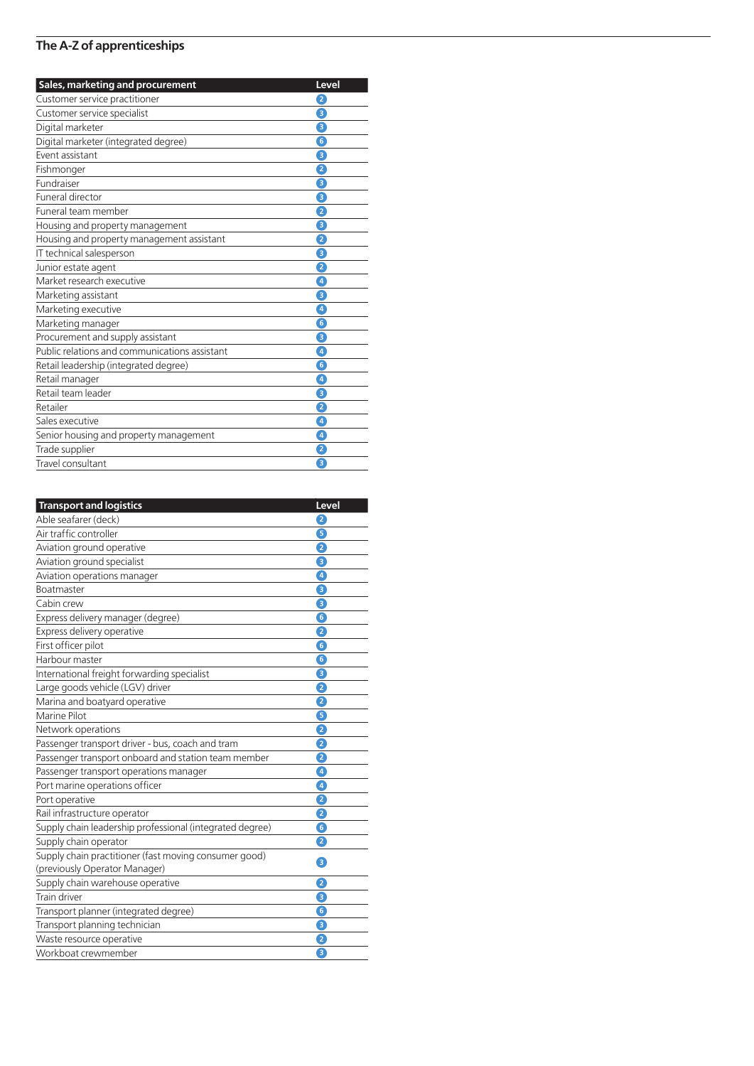## The A-Z of apprenticeships

| Sales, marketing and procurement | Level |
| --- | --- |
| Customer service practitioner | 2 |
| Customer service specialist | 3 |
| Digital marketer | 3 |
| Digital marketer (integrated degree) | 6 |
| Event assistant | 3 |
| Fishmonger | 2 |
| Fundraiser | 3 |
| Funeral director | 3 |
| Funeral team member | 2 |
| Housing and property management | 3 |
| Housing and property management assistant | 2 |
| IT technical salesperson | 3 |
| Junior estate agent | 2 |
| Market research executive | 4 |
| Marketing assistant | 3 |
| Marketing executive | 4 |
| Marketing manager | 6 |
| Procurement and supply assistant | 3 |
| Public relations and communications assistant | 4 |
| Retail leadership (integrated degree) | 6 |
| Retail manager | 4 |
| Retail team leader | 3 |
| Retailer | 2 |
| Sales executive | 4 |
| Senior housing and property management | 4 |
| Trade supplier | 2 |
| Travel consultant | 3 |

| Transport and logistics | Level |
| --- | --- |
| Able seafarer (deck) | 2 |
| Air traffic controller | 5 |
| Aviation ground operative | 2 |
| Aviation ground specialist | 3 |
| Aviation operations manager | 4 |
| Boatmaster | 3 |
| Cabin crew | 3 |
| Express delivery manager (degree) | 6 |
| Express delivery operative | 2 |
| First officer pilot | 6 |
| Harbour master | 6 |
| International freight forwarding specialist | 3 |
| Large goods vehicle (LGV) driver | 2 |
| Marina and boatyard operative | 2 |
| Marine Pilot | 5 |
| Network operations | 2 |
| Passenger transport driver - bus, coach and tram | 2 |
| Passenger transport onboard and station team member | 2 |
| Passenger transport operations manager | 4 |
| Port marine operations officer | 4 |
| Port operative | 2 |
| Rail infrastructure operator | 2 |
| Supply chain leadership professional (integrated degree) | 6 |
| Supply chain operator | 2 |
| Supply chain practitioner (fast moving consumer good) (previously Operator Manager) | 3 |
| Supply chain warehouse operative | 2 |
| Train driver | 3 |
| Transport planner (integrated degree) | 6 |
| Transport planning technician | 3 |
| Waste resource operative | 2 |
| Workboat crewmember | 3 |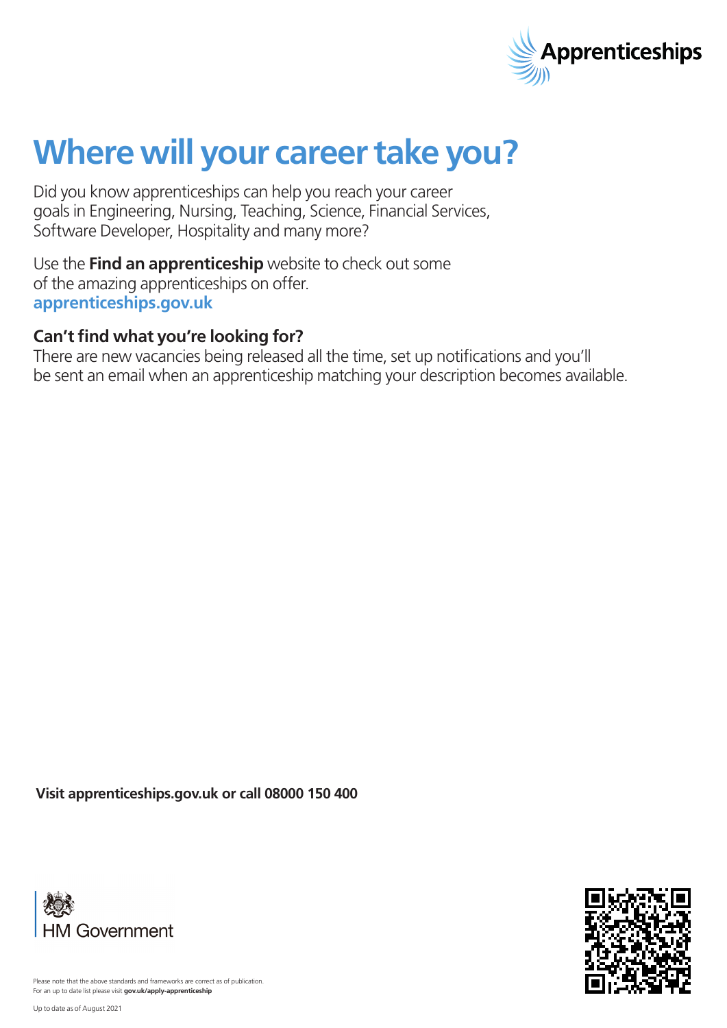Apprenticeships

# Where will your career take you?

Did you know apprenticeships can help you reach your career goals in Engineering, Nursing, Teaching, Science, Financial Services, Software Developer, Hospitality and many more?

Use the **Find an apprenticeship** website to check out some of the amazing apprenticeships on offer.
**apprenticeships.gov.uk**

**Can't find what you're looking for?**
There are new vacancies being released all the time, set up notifications and you'll be sent an email when an apprenticeship matching your description becomes available.

**Visit apprenticeships.gov.uk or call 08000 150 400**

HM Government

Please note that the above standards and frameworks are correct as of publication.
For an up to date list please visit **gov.uk/apply-apprenticeship**

Up to date as of August 2021